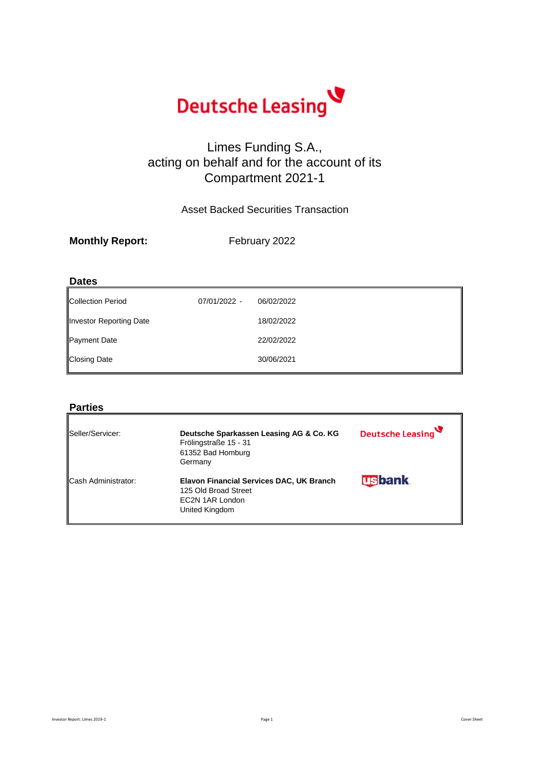Deutsche Leasing

# Limes Funding S.A., acting on behalf and for the account of its Compartment 2021-1

Asset Backed Securities Transaction

**Monthly Report:** February 2022

## Dates

| | | |
|---|---|---|
| Collection Period | 07/01/2022 - | 06/02/2022 |
| Investor Reporting Date | | 18/02/2022 |
| Payment Date | | 22/02/2022 |
| Closing Date | | 30/06/2021 |

## Parties

| | | |
|---|---|---|
| Seller/Servicer: | **Deutsche Sparkassen Leasing AG & Co. KG**<br>Frölingstraße 15 - 31<br>61352 Bad Homburg<br>Germany | Deutsche Leasing |
| Cash Administrator: | **Elavon Financial Services DAC, UK Branch**<br>125 Old Broad Street<br>EC2N 1AR London<br>United Kingdom | usbank |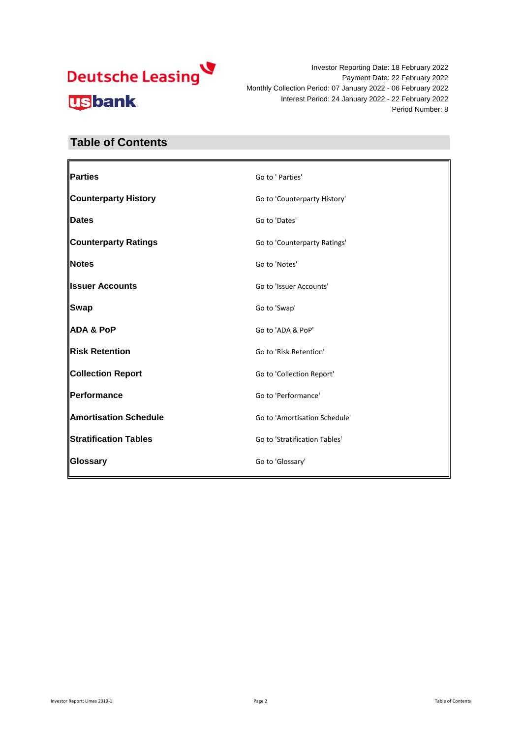Deutsche Leasing

usbank

Investor Reporting Date: 18 February 2022
Payment Date: 22 February 2022
Monthly Collection Period: 07 January 2022 - 06 February 2022
Interest Period: 24 January 2022 - 22 February 2022
Period Number: 8

## Table of Contents

| | |
|---|---|
| **Parties** | Go to ' Parties' |
| **Counterparty History** | Go to 'Counterparty History' |
| **Dates** | Go to 'Dates' |
| **Counterparty Ratings** | Go to 'Counterparty Ratings' |
| **Notes** | Go to 'Notes' |
| **Issuer Accounts** | Go to 'Issuer Accounts' |
| **Swap** | Go to 'Swap' |
| **ADA & PoP** | Go to 'ADA & PoP' |
| **Risk Retention** | Go to 'Risk Retention' |
| **Collection Report** | Go to 'Collection Report' |
| **Performance** | Go to 'Performance' |
| **Amortisation Schedule** | Go to 'Amortisation Schedule' |
| **Stratification Tables** | Go to 'Stratification Tables' |
| **Glossary** | Go to 'Glossary' |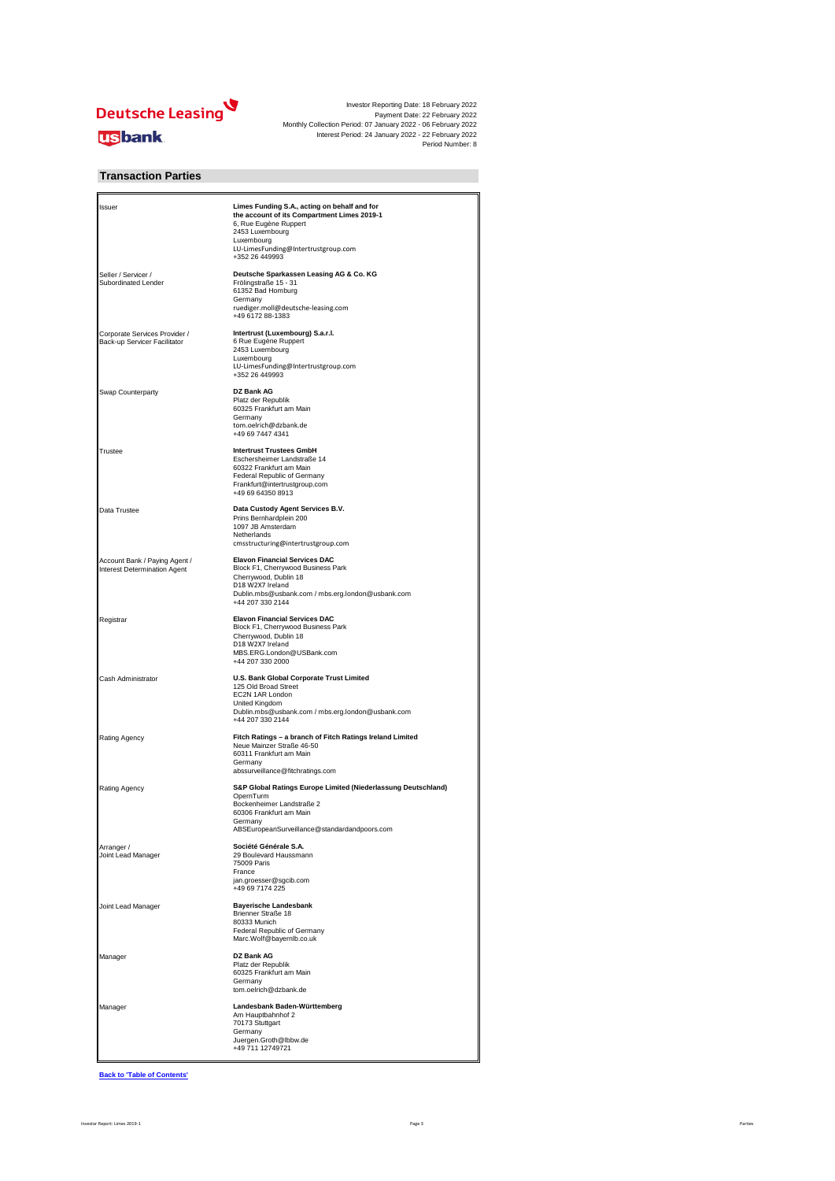Investor Reporting Date: 18 February 2022
Payment Date: 22 February 2022
Monthly Collection Period: 07 January 2022 - 06 February 2022
Interest Period: 24 January 2022 - 22 February 2022
Period Number: 8

## Transaction Parties

| | |
|---|---|
| Issuer | **Limes Funding S.A., acting on behalf and for the account of its Compartment Limes 2019-1**<br>6, Rue Eugène Ruppert<br>2453 Luxembourg<br>Luxembourg<br>LU-LimesFunding@Intertrustgroup.com<br>+352 26 449993 |
| Seller / Servicer / Subordinated Lender | **Deutsche Sparkassen Leasing AG & Co. KG**<br>Frölingstraße 15 - 31<br>61352 Bad Homburg<br>Germany<br>ruediger.moll@deutsche-leasing.com<br>+49 6172 88-1383 |
| Corporate Services Provider / Back-up Servicer Facilitator | **Intertrust (Luxembourg) S.a.r.l.**<br>6 Rue Eugène Ruppert<br>2453 Luxembourg<br>Luxembourg<br>LU-LimesFunding@Intertrustgroup.com<br>+352 26 449993 |
| Swap Counterparty | **DZ Bank AG**<br>Platz der Republik<br>60325 Frankfurt am Main<br>Germany<br>tom.oelrich@dzbank.de<br>+49 69 7447 4341 |
| Trustee | **Intertrust Trustees GmbH**<br>Eschersheimer Landstraße 14<br>60322 Frankfurt am Main<br>Federal Republic of Germany<br>Frankfurt@intertrustgroup.com<br>+49 69 64350 8913 |
| Data Trustee | **Data Custody Agent Services B.V.**<br>Prins Bernhardplein 200<br>1097 JB Amsterdam<br>Netherlands<br>cmsstructuring@intertrustgroup.com |
| Account Bank / Paying Agent / Interest Determination Agent | **Elavon Financial Services DAC**<br>Block F1, Cherrywood Business Park<br>Cherrywood, Dublin 18<br>D18 W2X7 Ireland<br>Dublin.mbs@usbank.com / mbs.erg.london@usbank.com<br>+44 207 330 2144 |
| Registrar | **Elavon Financial Services DAC**<br>Block F1, Cherrywood Business Park<br>Cherrywood, Dublin 18<br>D18 W2X7 Ireland<br>MBS.ERG.London@USBank.com<br>+44 207 330 2000 |
| Cash Administrator | **U.S. Bank Global Corporate Trust Limited**<br>125 Old Broad Street<br>EC2N 1AR London<br>United Kingdom<br>Dublin.mbs@usbank.com / mbs.erg.london@usbank.com<br>+44 207 330 2144 |
| Rating Agency | **Fitch Ratings – a branch of Fitch Ratings Ireland Limited**<br>Neue Mainzer Straße 46-50<br>60311 Frankfurt am Main<br>Germany<br>abssurveillance@fitchratings.com |
| Rating Agency | **S&P Global Ratings Europe Limited (Niederlassung Deutschland)**<br>OpernTurm<br>Bockenheimer Landstraße 2<br>60306 Frankfurt am Main<br>Germany<br>ABSEuropeanSurveillance@standardandpoors.com |
| Arranger / Joint Lead Manager | **Société Générale S.A.**<br>29 Boulevard Haussmann<br>75009 Paris<br>France<br>jan.groesser@sgcib.com<br>+49 69 7174 225 |
| Joint Lead Manager | **Bayerische Landesbank**<br>Brienner Straße 18<br>80333 Munich<br>Federal Republic of Germany<br>Marc.Wolf@bayernlb.co.uk |
| Manager | **DZ Bank AG**<br>Platz der Republik<br>60325 Frankfurt am Main<br>Germany<br>tom.oelrich@dzbank.de |
| Manager | **Landesbank Baden-Württemberg**<br>Am Hauptbahnhof 2<br>70173 Stuttgart<br>Germany<br>Juergen.Groth@lbbw.de<br>+49 711 12749721 |

**Back to 'Table of Contents'**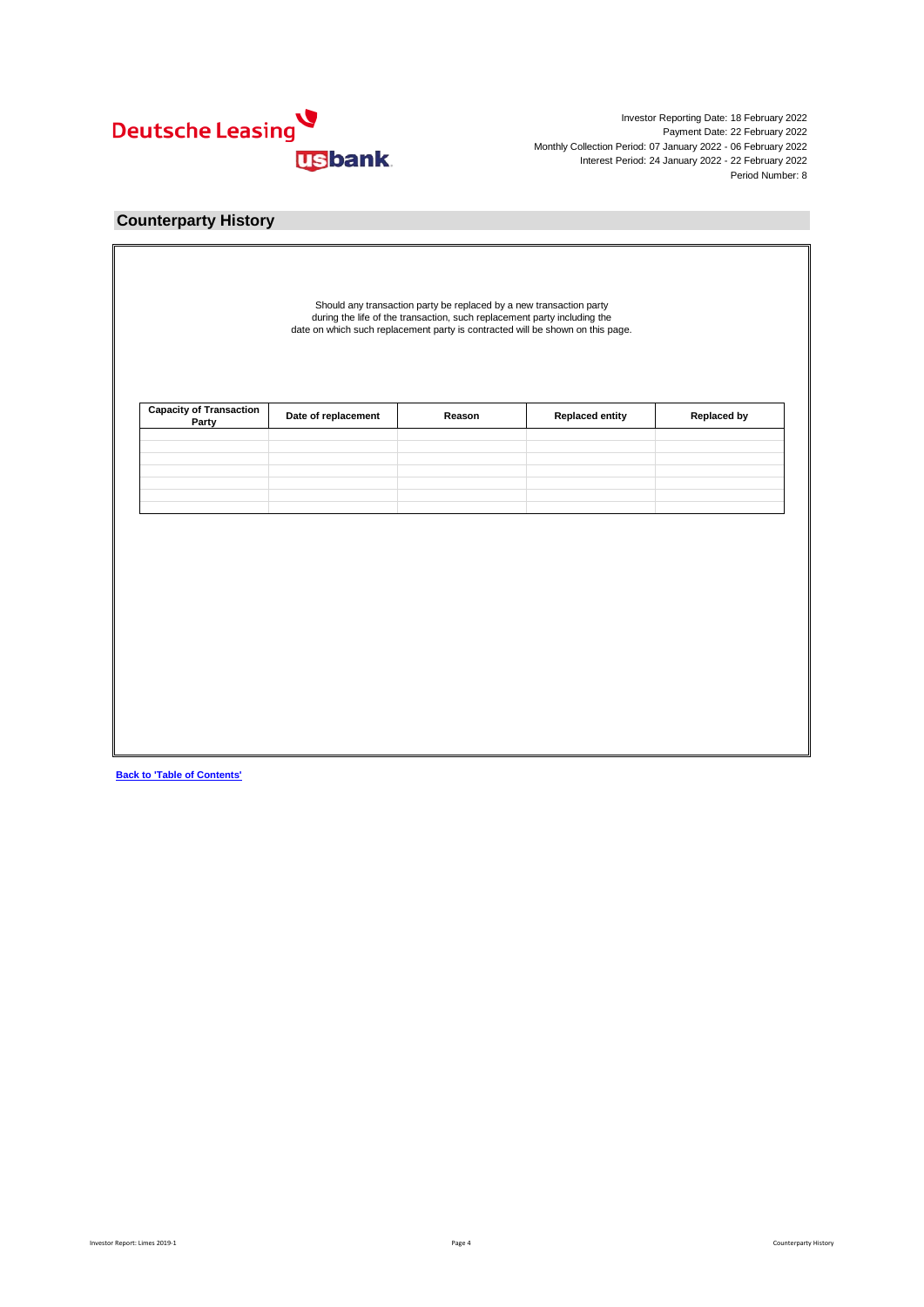Investor Reporting Date: 18 February 2022
Payment Date: 22 February 2022
Monthly Collection Period: 07 January 2022 - 06 February 2022
Interest Period: 24 January 2022 - 22 February 2022
Period Number: 8

## Counterparty History

Should any transaction party be replaced by a new transaction party during the life of the transaction, such replacement party including the date on which such replacement party is contracted will be shown on this page.

| Capacity of Transaction Party | Date of replacement | Reason | Replaced entity | Replaced by |
|---|---|---|---|---|
| | | | | |
| | | | | |
| | | | | |
| | | | | |
| | | | | |
| | | | | |
| | | | | |

**Back to 'Table of Contents'**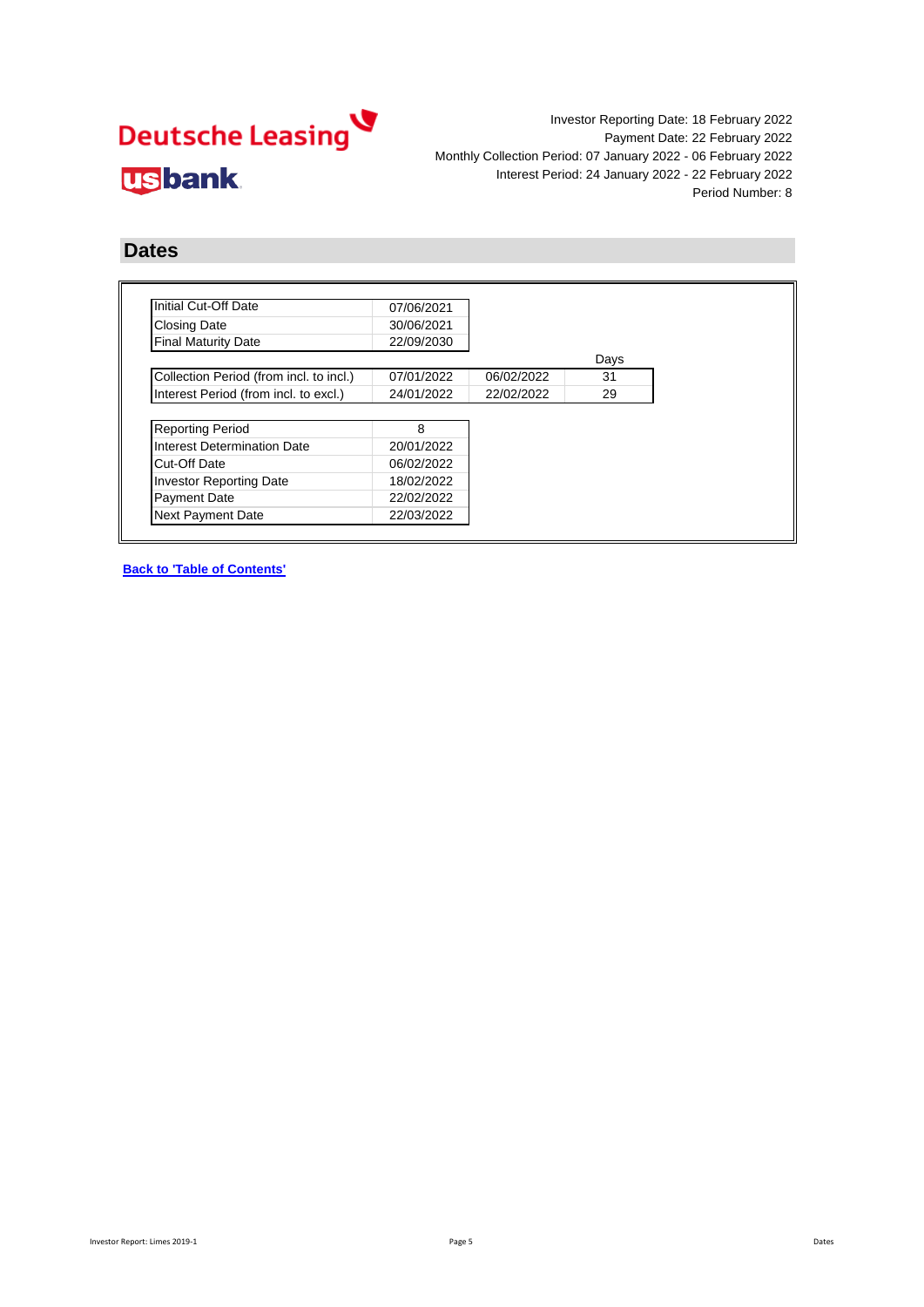Investor Reporting Date: 18 February 2022
Payment Date: 22 February 2022
Monthly Collection Period: 07 January 2022 - 06 February 2022
Interest Period: 24 January 2022 - 22 February 2022
Period Number: 8

## Dates

| | |
|---|---|
| Initial Cut-Off Date | 07/06/2021 |
| Closing Date | 30/06/2021 |
| Final Maturity Date | 22/09/2030 |

| | | | Days |
|---|---|---|---|
| Collection Period (from incl. to incl.) | 07/01/2022 | 06/02/2022 | 31 |
| Interest Period (from incl. to excl.) | 24/01/2022 | 22/02/2022 | 29 |

| | |
|---|---|
| Reporting Period | 8 |
| Interest Determination Date | 20/01/2022 |
| Cut-Off Date | 06/02/2022 |
| Investor Reporting Date | 18/02/2022 |
| Payment Date | 22/02/2022 |
| Next Payment Date | 22/03/2022 |

**Back to 'Table of Contents'**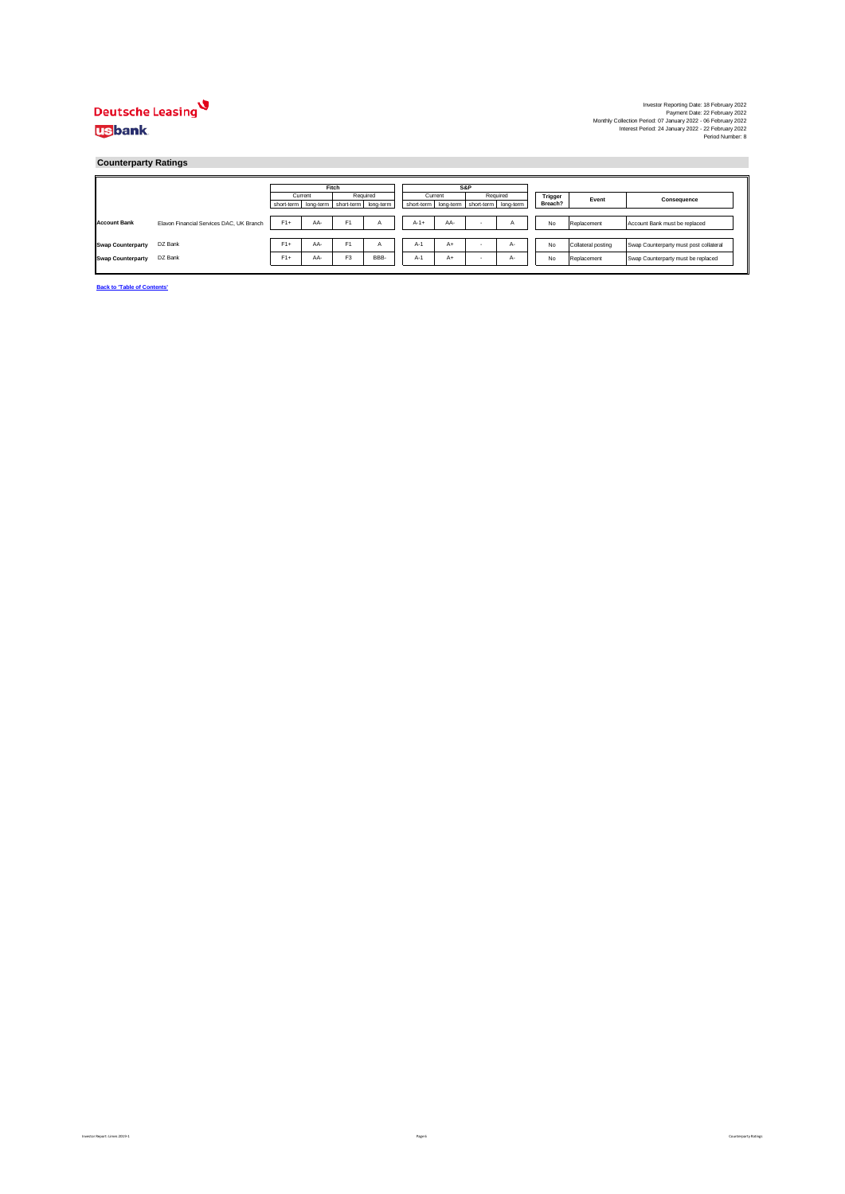Deutsche Leasing

usbank

Investor Reporting Date: 18 February 2022
Payment Date: 22 February 2022
Monthly Collection Period: 07 January 2022 - 06 February 2022
Interest Period: 24 January 2022 - 22 February 2022
Period Number: 8

## Counterparty Ratings

| | | Fitch | | | | S&P | | | | Trigger Breach? | Event | Consequence |
|---|---|---|---|---|---|---|---|---|---|---|---|---|
| | | Current | | Required | | Current | | Required | | | | |
| | | short-term | long-term | short-term | long-term | short-term | long-term | short-term | long-term | | | |
| **Account Bank** | Elavon Financial Services DAC, UK Branch | F1+ | AA- | F1 | A | A-1+ | AA- | - | A | No | Replacement | Account Bank must be replaced |
| **Swap Counterparty** | DZ Bank | F1+ | AA- | F1 | A | A-1 | A+ | - | A- | No | Collateral posting | Swap Counterparty must post collateral |
| **Swap Counterparty** | DZ Bank | F1+ | AA- | F3 | BBB- | A-1 | A+ | - | A- | No | Replacement | Swap Counterparty must be replaced |

**Back to 'Table of Contents'**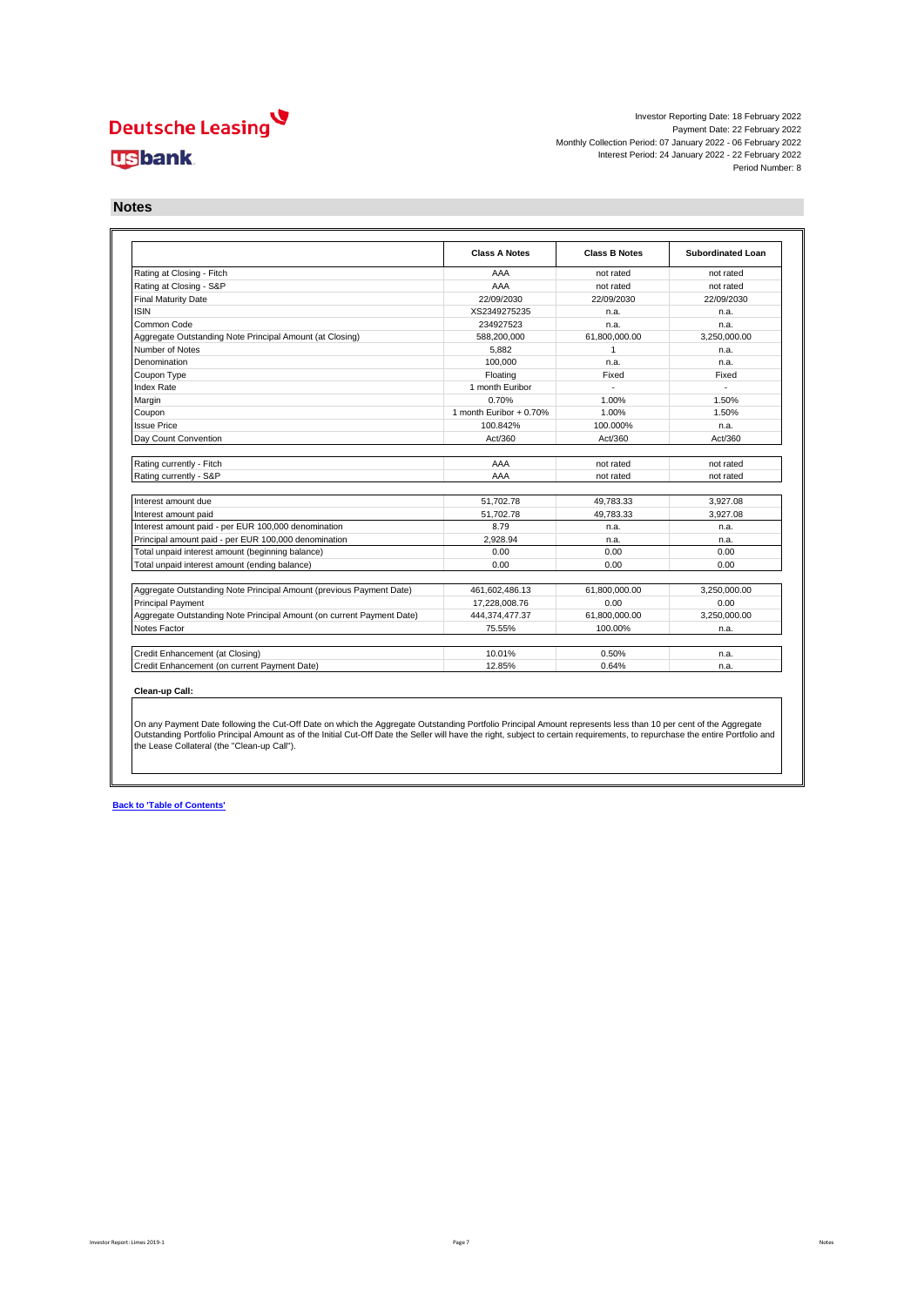Deutsche Leasing

usbank

Investor Reporting Date: 18 February 2022
Payment Date: 22 February 2022
Monthly Collection Period: 07 January 2022 - 06 February 2022
Interest Period: 24 January 2022 - 22 February 2022
Period Number: 8

## Notes

| | Class A Notes | Class B Notes | Subordinated Loan |
|---|---|---|---|
| Rating at Closing - Fitch | AAA | not rated | not rated |
| Rating at Closing - S&P | AAA | not rated | not rated |
| Final Maturity Date | 22/09/2030 | 22/09/2030 | 22/09/2030 |
| ISIN | XS2349275235 | n.a. | n.a. |
| Common Code | 234927523 | n.a. | n.a. |
| Aggregate Outstanding Note Principal Amount (at Closing) | 588,200,000 | 61,800,000.00 | 3,250,000.00 |
| Number of Notes | 5,882 | 1 | n.a. |
| Denomination | 100,000 | n.a. | n.a. |
| Coupon Type | Floating | Fixed | Fixed |
| Index Rate | 1 month Euribor | - | - |
| Margin | 0.70% | 1.00% | 1.50% |
| Coupon | 1 month Euribor + 0.70% | 1.00% | 1.50% |
| Issue Price | 100.842% | 100.000% | n.a. |
| Day Count Convention | Act/360 | Act/360 | Act/360 |

| | Class A Notes | Class B Notes | Subordinated Loan |
|---|---|---|---|
| Rating currently - Fitch | AAA | not rated | not rated |
| Rating currently - S&P | AAA | not rated | not rated |

| | Class A Notes | Class B Notes | Subordinated Loan |
|---|---|---|---|
| Interest amount due | 51,702.78 | 49,783.33 | 3,927.08 |
| Interest amount paid | 51,702.78 | 49,783.33 | 3,927.08 |
| Interest amount paid - per EUR 100,000 denomination | 8.79 | n.a. | n.a. |
| Principal amount paid - per EUR 100,000 denomination | 2,928.94 | n.a. | n.a. |
| Total unpaid interest amount (beginning balance) | 0.00 | 0.00 | 0.00 |
| Total unpaid interest amount (ending balance) | 0.00 | 0.00 | 0.00 |

| | Class A Notes | Class B Notes | Subordinated Loan |
|---|---|---|---|
| Aggregate Outstanding Note Principal Amount (previous Payment Date) | 461,602,486.13 | 61,800,000.00 | 3,250,000.00 |
| Principal Payment | 17,228,008.76 | 0.00 | 0.00 |
| Aggregate Outstanding Note Principal Amount (on current Payment Date) | 444,374,477.37 | 61,800,000.00 | 3,250,000.00 |
| Notes Factor | 75.55% | 100.00% | n.a. |

| | Class A Notes | Class B Notes | Subordinated Loan |
|---|---|---|---|
| Credit Enhancement (at Closing) | 10.01% | 0.50% | n.a. |
| Credit Enhancement (on current Payment Date) | 12.85% | 0.64% | n.a. |

**Clean-up Call:**

On any Payment Date following the Cut-Off Date on which the Aggregate Outstanding Portfolio Principal Amount represents less than 10 per cent of the Aggregate Outstanding Portfolio Principal Amount as of the Initial Cut-Off Date the Seller will have the right, subject to certain requirements, to repurchase the entire Portfolio and the Lease Collateral (the "Clean-up Call").

**Back to 'Table of Contents'**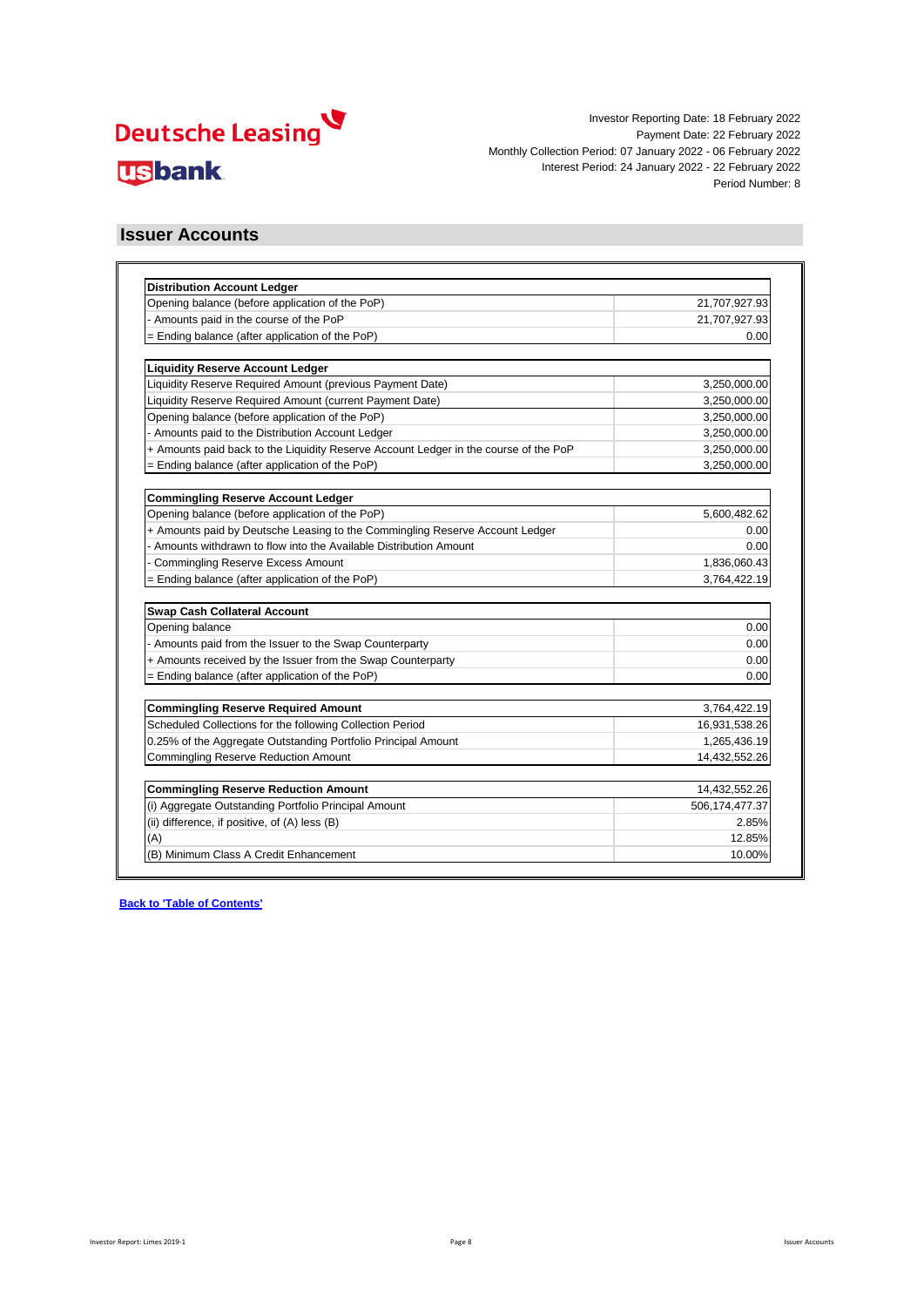Investor Reporting Date: 18 February 2022
Payment Date: 22 February 2022
Monthly Collection Period: 07 January 2022 - 06 February 2022
Interest Period: 24 January 2022 - 22 February 2022
Period Number: 8

## Issuer Accounts

| **Distribution Account Ledger** | |
|---|---|
| Opening balance (before application of the PoP) | 21,707,927.93 |
| - Amounts paid in the course of the PoP | 21,707,927.93 |
| = Ending balance (after application of the PoP) | 0.00 |

| **Liquidity Reserve Account Ledger** | |
|---|---|
| Liquidity Reserve Required Amount (previous Payment Date) | 3,250,000.00 |
| Liquidity Reserve Required Amount (current Payment Date) | 3,250,000.00 |
| Opening balance (before application of the PoP) | 3,250,000.00 |
| - Amounts paid to the Distribution Account Ledger | 3,250,000.00 |
| + Amounts paid back to the Liquidity Reserve Account Ledger in the course of the PoP | 3,250,000.00 |
| = Ending balance (after application of the PoP) | 3,250,000.00 |

| **Commingling Reserve Account Ledger** | |
|---|---|
| Opening balance (before application of the PoP) | 5,600,482.62 |
| + Amounts paid by Deutsche Leasing to the Commingling Reserve Account Ledger | 0.00 |
| - Amounts withdrawn to flow into the Available Distribution Amount | 0.00 |
| - Commingling Reserve Excess Amount | 1,836,060.43 |
| = Ending balance (after application of the PoP) | 3,764,422.19 |

| **Swap Cash Collateral Account** | |
|---|---|
| Opening balance | 0.00 |
| - Amounts paid from the Issuer to the Swap Counterparty | 0.00 |
| + Amounts received by the Issuer from the Swap Counterparty | 0.00 |
| = Ending balance (after application of the PoP) | 0.00 |

| **Commingling Reserve Required Amount** | 3,764,422.19 |
|---|---|
| Scheduled Collections for the following Collection Period | 16,931,538.26 |
| 0.25% of the Aggregate Outstanding Portfolio Principal Amount | 1,265,436.19 |
| Commingling Reserve Reduction Amount | 14,432,552.26 |

| **Commingling Reserve Reduction Amount** | 14,432,552.26 |
|---|---|
| (i) Aggregate Outstanding Portfolio Principal Amount | 506,174,477.37 |
| (ii) difference, if positive, of (A) less (B) | 2.85% |
| (A) | 12.85% |
| (B) Minimum Class A Credit Enhancement | 10.00% |

**Back to 'Table of Contents'**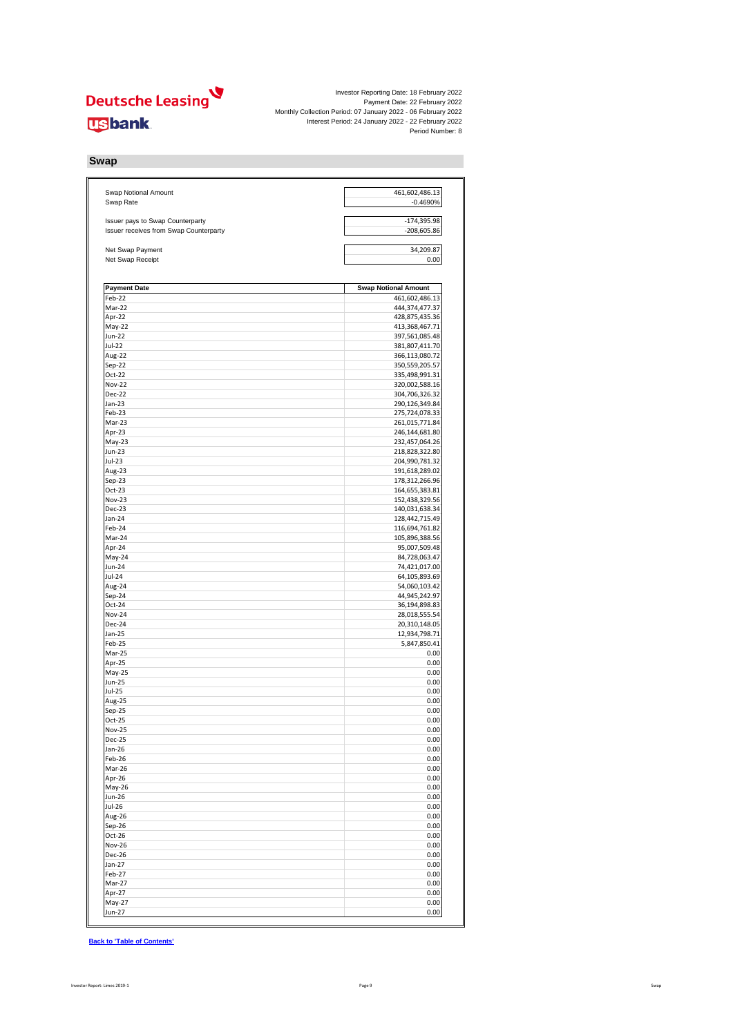Investor Reporting Date: 18 February 2022
Payment Date: 22 February 2022
Monthly Collection Period: 07 January 2022 - 06 February 2022
Interest Period: 24 January 2022 - 22 February 2022
Period Number: 8

## Swap

| | |
|---|---|
| Swap Notional Amount | 461,602,486.13 |
| Swap Rate | -0.4690% |
| | |
| Issuer pays to Swap Counterparty | -174,395.98 |
| Issuer receives from Swap Counterparty | -208,605.86 |
| | |
| Net Swap Payment | 34,209.87 |
| Net Swap Receipt | 0.00 |

| Payment Date | Swap Notional Amount |
|---|---|
| Feb-22 | 461,602,486.13 |
| Mar-22 | 444,374,477.37 |
| Apr-22 | 428,875,435.36 |
| May-22 | 413,368,467.71 |
| Jun-22 | 397,561,085.48 |
| Jul-22 | 381,807,411.70 |
| Aug-22 | 366,113,080.72 |
| Sep-22 | 350,559,205.57 |
| Oct-22 | 335,498,991.31 |
| Nov-22 | 320,002,588.16 |
| Dec-22 | 304,706,326.32 |
| Jan-23 | 290,126,349.84 |
| Feb-23 | 275,724,078.33 |
| Mar-23 | 261,015,771.84 |
| Apr-23 | 246,144,681.80 |
| May-23 | 232,457,064.26 |
| Jun-23 | 218,828,322.80 |
| Jul-23 | 204,990,781.32 |
| Aug-23 | 191,618,289.02 |
| Sep-23 | 178,312,266.96 |
| Oct-23 | 164,655,383.81 |
| Nov-23 | 152,438,329.56 |
| Dec-23 | 140,031,638.34 |
| Jan-24 | 128,442,715.49 |
| Feb-24 | 116,694,761.82 |
| Mar-24 | 105,896,388.56 |
| Apr-24 | 95,007,509.48 |
| May-24 | 84,728,063.47 |
| Jun-24 | 74,421,017.00 |
| Jul-24 | 64,105,893.69 |
| Aug-24 | 54,060,103.42 |
| Sep-24 | 44,945,242.97 |
| Oct-24 | 36,194,898.83 |
| Nov-24 | 28,018,555.54 |
| Dec-24 | 20,310,148.05 |
| Jan-25 | 12,934,798.71 |
| Feb-25 | 5,847,850.41 |
| Mar-25 | 0.00 |
| Apr-25 | 0.00 |
| May-25 | 0.00 |
| Jun-25 | 0.00 |
| Jul-25 | 0.00 |
| Aug-25 | 0.00 |
| Sep-25 | 0.00 |
| Oct-25 | 0.00 |
| Nov-25 | 0.00 |
| Dec-25 | 0.00 |
| Jan-26 | 0.00 |
| Feb-26 | 0.00 |
| Mar-26 | 0.00 |
| Apr-26 | 0.00 |
| May-26 | 0.00 |
| Jun-26 | 0.00 |
| Jul-26 | 0.00 |
| Aug-26 | 0.00 |
| Sep-26 | 0.00 |
| Oct-26 | 0.00 |
| Nov-26 | 0.00 |
| Dec-26 | 0.00 |
| Jan-27 | 0.00 |
| Feb-27 | 0.00 |
| Mar-27 | 0.00 |
| Apr-27 | 0.00 |
| May-27 | 0.00 |
| Jun-27 | 0.00 |

**Back to 'Table of Contents'**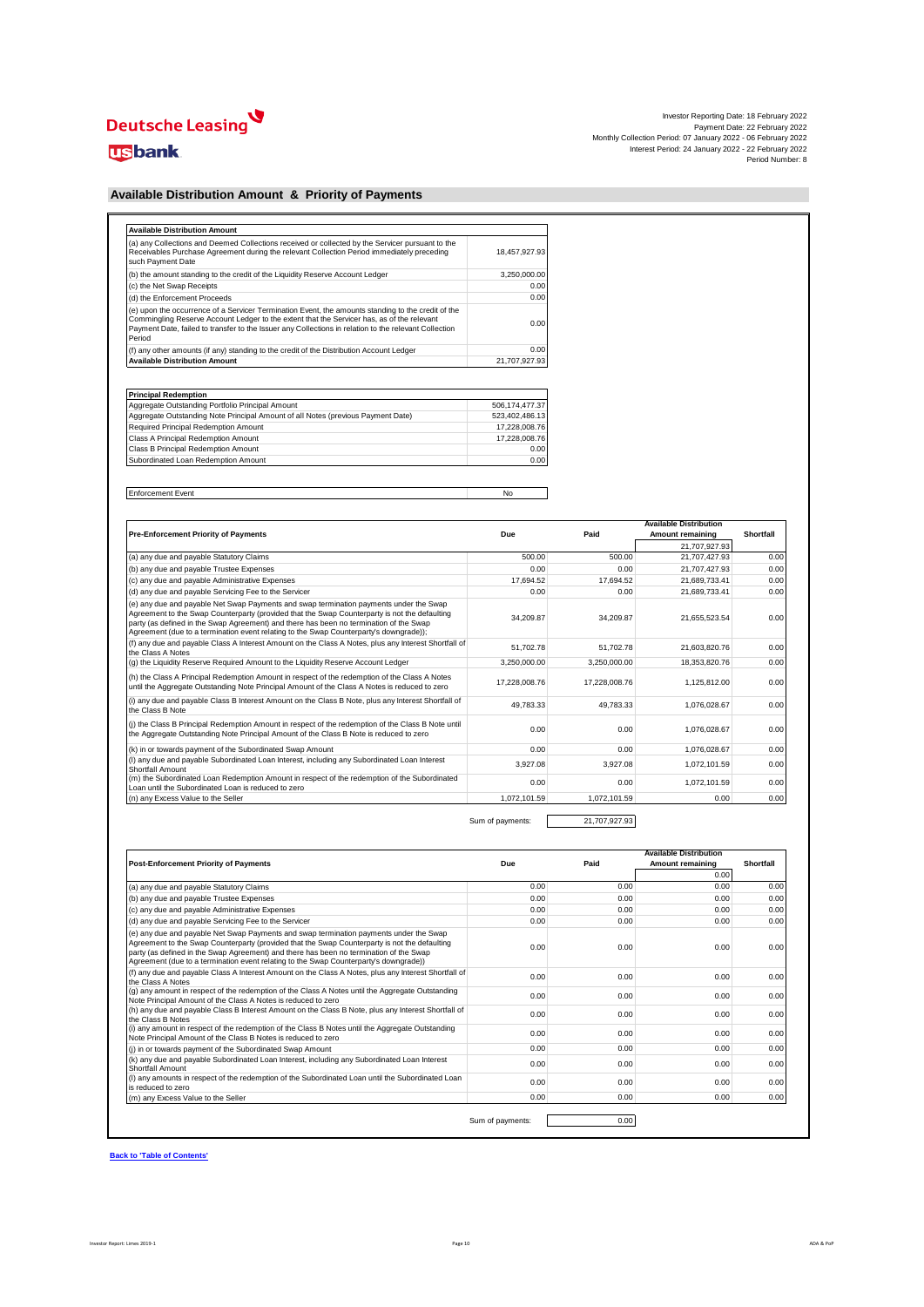Deutsche Leasing

usbank

Investor Reporting Date: 18 February 2022
Payment Date: 22 February 2022
Monthly Collection Period: 07 January 2022 - 06 February 2022
Interest Period: 24 January 2022 - 22 February 2022
Period Number: 8

## Available Distribution Amount & Priority of Payments

| Available Distribution Amount | |
|---|---|
| (a) any Collections and Deemed Collections received or collected by the Servicer pursuant to the Receivables Purchase Agreement during the relevant Collection Period immediately preceding such Payment Date | 18,457,927.93 |
| (b) the amount standing to the credit of the Liquidity Reserve Account Ledger | 3,250,000.00 |
| (c) the Net Swap Receipts | 0.00 |
| (d) the Enforcement Proceeds | 0.00 |
| (e) upon the occurrence of a Servicer Termination Event, the amounts standing to the credit of the Commingling Reserve Account Ledger to the extent that the Servicer has, as of the relevant Payment Date, failed to transfer to the Issuer any Collections in relation to the relevant Collection Period | 0.00 |
| (f) any other amounts (if any) standing to the credit of the Distribution Account Ledger | 0.00 |
| **Available Distribution Amount** | 21,707,927.93 |

| Principal Redemption | |
|---|---|
| Aggregate Outstanding Portfolio Principal Amount | 506,174,477.37 |
| Aggregate Outstanding Note Principal Amount of all Notes (previous Payment Date) | 523,402,486.13 |
| Required Principal Redemption Amount | 17,228,008.76 |
| Class A Principal Redemption Amount | 17,228,008.76 |
| Class B Principal Redemption Amount | 0.00 |
| Subordinated Loan Redemption Amount | 0.00 |

| Enforcement Event | No |
|---|---|

| Pre-Enforcement Priority of Payments | Due | Paid | Available Distribution Amount remaining | Shortfall |
|---|---|---|---|---|
| | | | 21,707,927.93 | |
| (a) any due and payable Statutory Claims | 500.00 | 500.00 | 21,707,427.93 | 0.00 |
| (b) any due and payable Trustee Expenses | 0.00 | 0.00 | 21,707,427.93 | 0.00 |
| (c) any due and payable Administrative Expenses | 17,694.52 | 17,694.52 | 21,689,733.41 | 0.00 |
| (d) any due and payable Servicing Fee to the Servicer | 0.00 | 0.00 | 21,689,733.41 | 0.00 |
| (e) any due and payable Net Swap Payments and swap termination payments under the Swap Agreement to the Swap Counterparty (provided that the Swap Counterparty is not the defaulting party (as defined in the Swap Agreement) and there has been no termination of the Swap Agreement (due to a termination event relating to the Swap Counterparty's downgrade)); | 34,209.87 | 34,209.87 | 21,655,523.54 | 0.00 |
| (f) any due and payable Class A Interest Amount on the Class A Notes, plus any Interest Shortfall of the Class A Notes | 51,702.78 | 51,702.78 | 21,603,820.76 | 0.00 |
| (g) the Liquidity Reserve Required Amount to the Liquidity Reserve Account Ledger | 3,250,000.00 | 3,250,000.00 | 18,353,820.76 | 0.00 |
| (h) the Class A Principal Redemption Amount in respect of the redemption of the Class A Notes until the Aggregate Outstanding Note Principal Amount of the Class A Notes is reduced to zero | 17,228,008.76 | 17,228,008.76 | 1,125,812.00 | 0.00 |
| (i) any due and payable Class B Interest Amount on the Class B Note, plus any Interest Shortfall of the Class B Note | 49,783.33 | 49,783.33 | 1,076,028.67 | 0.00 |
| (j) the Class B Principal Redemption Amount in respect of the redemption of the Class B Note until the Aggregate Outstanding Note Principal Amount of the Class B Note is reduced to zero | 0.00 | 0.00 | 1,076,028.67 | 0.00 |
| (k) in or towards payment of the Subordinated Swap Amount | 0.00 | 0.00 | 1,076,028.67 | 0.00 |
| (l) any due and payable Subordinated Loan Interest, including any Subordinated Loan Interest Shortfall Amount | 3,927.08 | 3,927.08 | 1,072,101.59 | 0.00 |
| (m) the Subordinated Loan Redemption Amount in respect of the redemption of the Subordinated Loan until the Subordinated Loan is reduced to zero | 0.00 | 0.00 | 1,072,101.59 | 0.00 |
| (n) any Excess Value to the Seller | 1,072,101.59 | 1,072,101.59 | 0.00 | 0.00 |

Sum of payments: 21,707,927.93

| Post-Enforcement Priority of Payments | Due | Paid | Available Distribution Amount remaining | Shortfall |
|---|---|---|---|---|
| | | | 0.00 | |
| (a) any due and payable Statutory Claims | 0.00 | 0.00 | 0.00 | 0.00 |
| (b) any due and payable Trustee Expenses | 0.00 | 0.00 | 0.00 | 0.00 |
| (c) any due and payable Administrative Expenses | 0.00 | 0.00 | 0.00 | 0.00 |
| (d) any due and payable Servicing Fee to the Servicer | 0.00 | 0.00 | 0.00 | 0.00 |
| (e) any due and payable Net Swap Payments and swap termination payments under the Swap Agreement to the Swap Counterparty (provided that the Swap Counterparty is not the defaulting party (as defined in the Swap Agreement) and there has been no termination of the Swap Agreement (due to a termination event relating to the Swap Counterparty's downgrade)) | 0.00 | 0.00 | 0.00 | 0.00 |
| (f) any due and payable Class A Interest Amount on the Class A Notes, plus any Interest Shortfall of the Class A Notes | 0.00 | 0.00 | 0.00 | 0.00 |
| (g) any amount in respect of the redemption of the Class A Notes until the Aggregate Outstanding Note Principal Amount of the Class A Notes is reduced to zero | 0.00 | 0.00 | 0.00 | 0.00 |
| (h) any due and payable Class B Interest Amount on the Class B Note, plus any Interest Shortfall of the Class B Notes | 0.00 | 0.00 | 0.00 | 0.00 |
| (i) any amount in respect of the redemption of the Class B Notes until the Aggregate Outstanding Note Principal Amount of the Class B Notes is reduced to zero | 0.00 | 0.00 | 0.00 | 0.00 |
| (j) in or towards payment of the Subordinated Swap Amount | 0.00 | 0.00 | 0.00 | 0.00 |
| (k) any due and payable Subordinated Loan Interest, including any Subordinated Loan Interest Shortfall Amount | 0.00 | 0.00 | 0.00 | 0.00 |
| (l) any amounts in respect of the redemption of the Subordinated Loan until the Subordinated Loan is reduced to zero | 0.00 | 0.00 | 0.00 | 0.00 |
| (m) any Excess Value to the Seller | 0.00 | 0.00 | 0.00 | 0.00 |

Sum of payments: 0.00

**Back to 'Table of Contents'**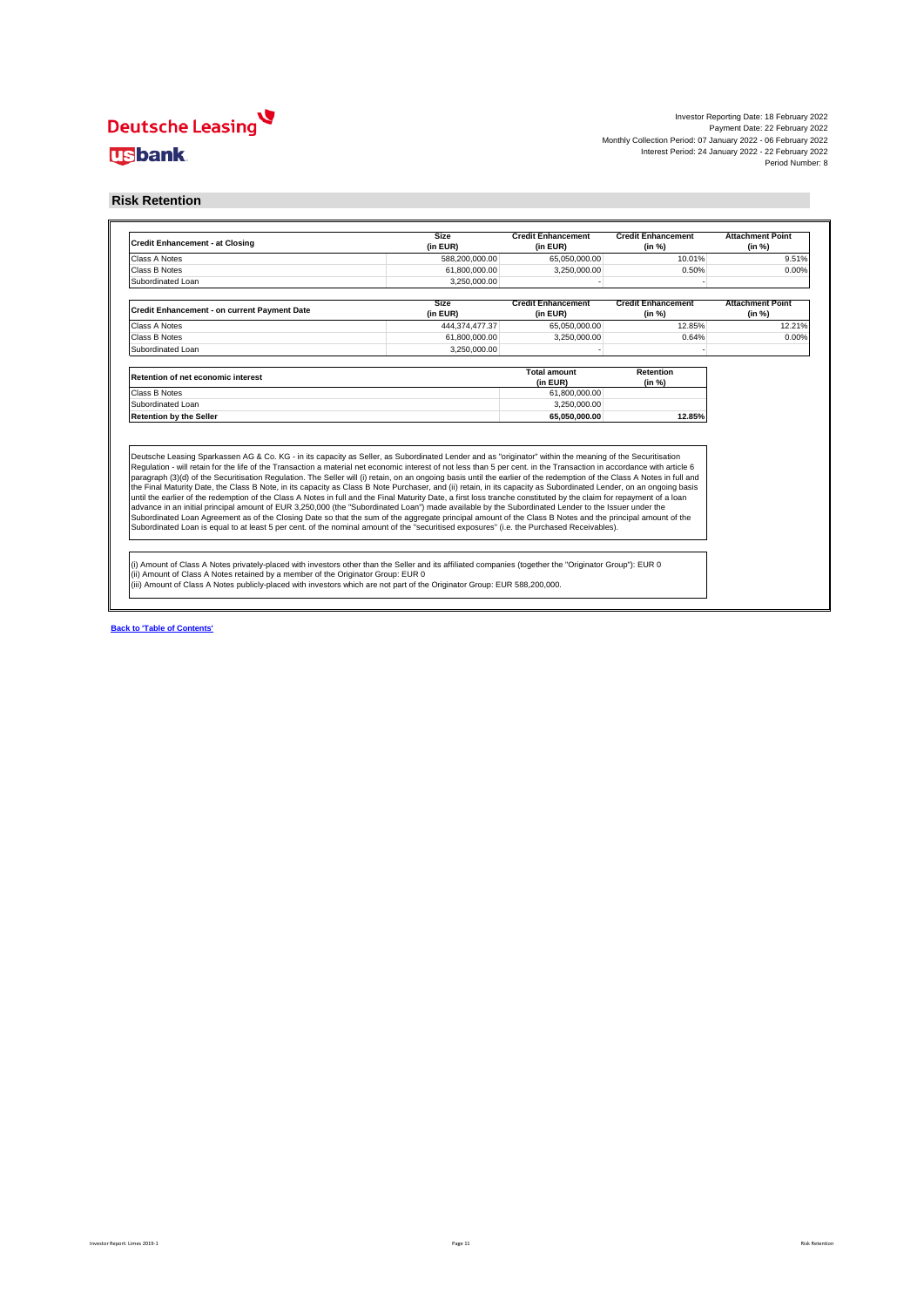Deutsche Leasing

usbank

Investor Reporting Date: 18 February 2022
Payment Date: 22 February 2022
Monthly Collection Period: 07 January 2022 - 06 February 2022
Interest Period: 24 January 2022 - 22 February 2022
Period Number: 8

## Risk Retention

| Credit Enhancement - at Closing | Size (in EUR) | Credit Enhancement (in EUR) | Credit Enhancement (in %) | Attachment Point (in %) |
|---|---|---|---|---|
| Class A Notes | 588,200,000.00 | 65,050,000.00 | 10.01% | 9.51% |
| Class B Notes | 61,800,000.00 | 3,250,000.00 | 0.50% | 0.00% |
| Subordinated Loan | 3,250,000.00 | - | - | |

| Credit Enhancement - on current Payment Date | Size (in EUR) | Credit Enhancement (in EUR) | Credit Enhancement (in %) | Attachment Point (in %) |
|---|---|---|---|---|
| Class A Notes | 444,374,477.37 | 65,050,000.00 | 12.85% | 12.21% |
| Class B Notes | 61,800,000.00 | 3,250,000.00 | 0.64% | 0.00% |
| Subordinated Loan | 3,250,000.00 | - | - | |

| Retention of net economic interest | Total amount (in EUR) | Retention (in %) |
|---|---|---|
| Class B Notes | 61,800,000.00 | |
| Subordinated Loan | 3,250,000.00 | |
| **Retention by the Seller** | **65,050,000.00** | **12.85%** |

Deutsche Leasing Sparkassen AG & Co. KG - in its capacity as Seller, as Subordinated Lender and as "originator" within the meaning of the Securitisation Regulation - will retain for the life of the Transaction a material net economic interest of not less than 5 per cent. in the Transaction in accordance with article 6 paragraph (3)(d) of the Securitisation Regulation. The Seller will (i) retain, on an ongoing basis until the earlier of the redemption of the Class A Notes in full and the Final Maturity Date, the Class B Notes, in its capacity as Class B Note Purchaser, and (ii) retain, in its capacity as Subordinated Lender, on an ongoing basis until the earlier of the redemption of the Class A Notes in full and the Final Maturity Date, a first loss tranche constituted by the claim for repayment of a loan advance in an initial principal amount of EUR 3,250,000 (the "Subordinated Loan") made available by the Subordinated Lender to the Issuer under the Subordinated Loan Agreement as of the Closing Date so that the sum of the aggregate principal amount of the Class B Notes and the principal amount of the Subordinated Loan is equal to at least 5 per cent. of the nominal amount of the "securitised exposures" (i.e. the Purchased Receivables).

(i) Amount of Class A Notes privately-placed with investors other than the Seller and its affiliated companies (together the "Originator Group"): EUR 0
(ii) Amount of Class A Notes retained by a member of the Originator Group: EUR 0
(iii) Amount of Class A Notes publicly-placed with investors which are not part of the Originator Group: EUR 588,200,000.

**Back to 'Table of Contents'**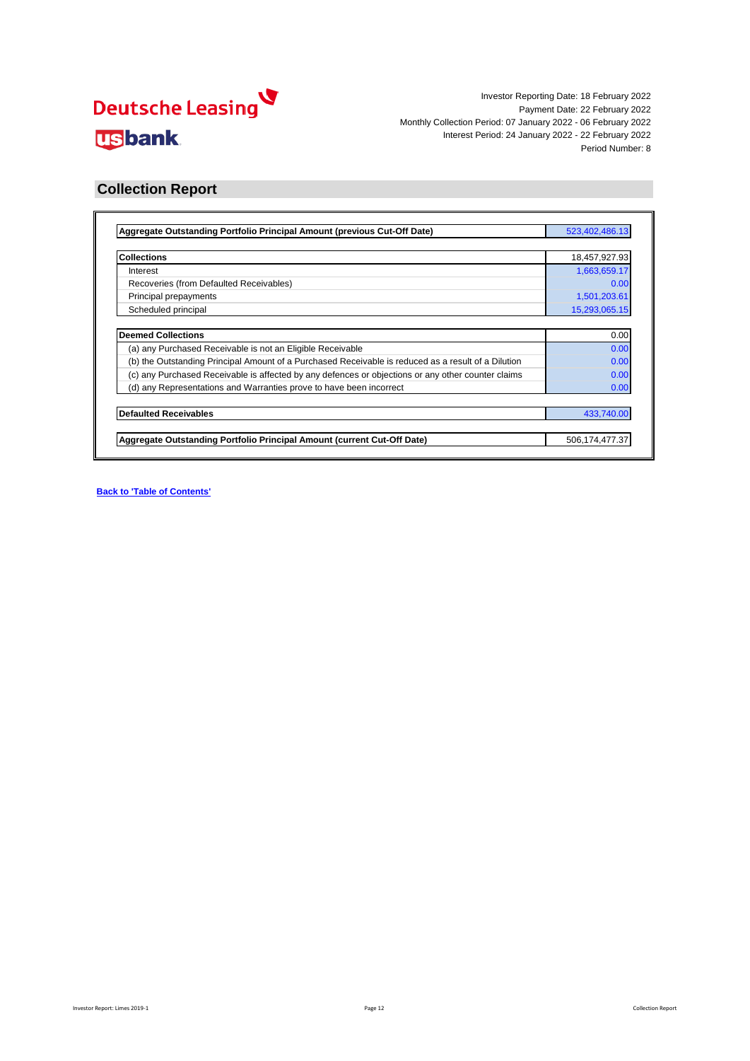Deutsche Leasing

usbank

Investor Reporting Date: 18 February 2022
Payment Date: 22 February 2022
Monthly Collection Period: 07 January 2022 - 06 February 2022
Interest Period: 24 January 2022 - 22 February 2022
Period Number: 8

## Collection Report

| | |
|---|---|
| **Aggregate Outstanding Portfolio Principal Amount (previous Cut-Off Date)** | 523,402,486.13 |

| | |
|---|---|
| **Collections** | 18,457,927.93 |
| Interest | 1,663,659.17 |
| Recoveries (from Defaulted Receivables) | 0.00 |
| Principal prepayments | 1,501,203.61 |
| Scheduled principal | 15,293,065.15 |

| | |
|---|---|
| **Deemed Collections** | 0.00 |
| (a) any Purchased Receivable is not an Eligible Receivable | 0.00 |
| (b) the Outstanding Principal Amount of a Purchased Receivable is reduced as a result of a Dilution | 0.00 |
| (c) any Purchased Receivable is affected by any defences or objections or any other counter claims | 0.00 |
| (d) any Representations and Warranties prove to have been incorrect | 0.00 |

| | |
|---|---|
| **Defaulted Receivables** | 433,740.00 |

| | |
|---|---|
| **Aggregate Outstanding Portfolio Principal Amount (current Cut-Off Date)** | 506,174,477.37 |

**Back to 'Table of Contents'**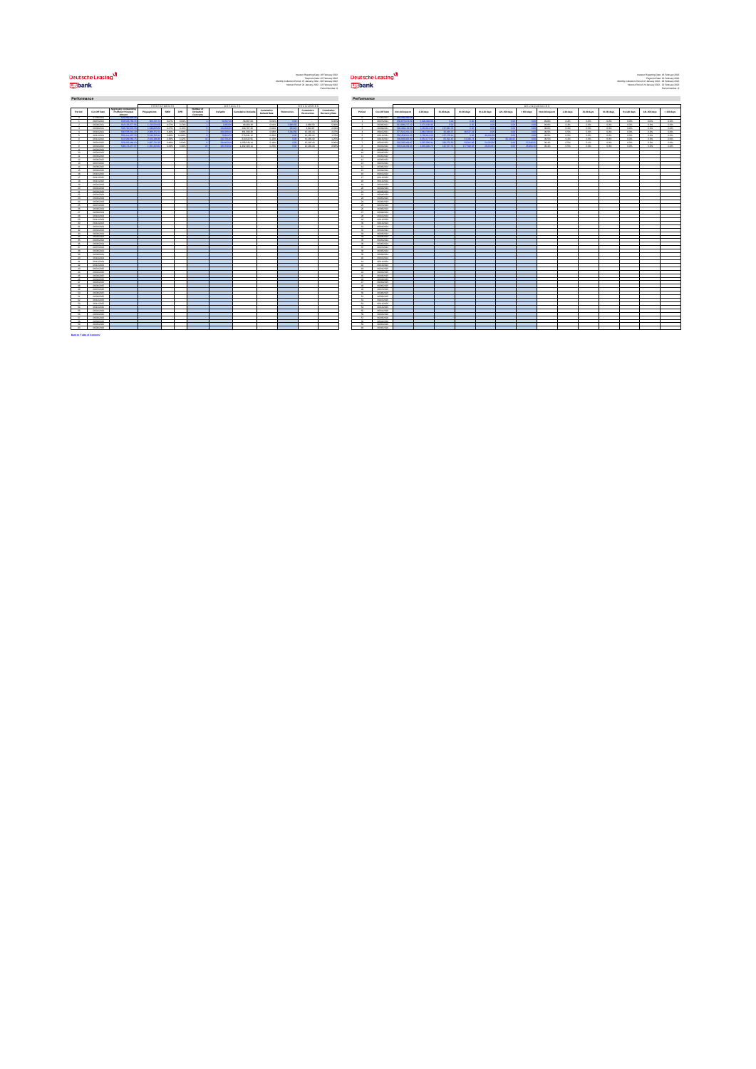## Performance

| Period | Cut-Off Date | Aggregate Outstanding Portfolio Principal Amount | PREPAYMENTS | | | Number of Defaulted Contracts | DEFAULTS | | | RECOVERIES | | |
|---|---|---|---|---|---|---|---|---|---|---|---|---|
| | | | Prepayments | SMM | CPR | | Defaults | Cumulative Defaults | Cumulative Default Rate | Recoveries | Cumulative Recoveries | Cumulative Recovery Rate |

## Performance

| Period | Cut-Off Date | DELINQUENCIES | | | | | | | | | | | | | |
|---|---|---|---|---|---|---|---|---|---|---|---|---|---|---|---|
| | | Non-delinquent | 1-30 days | 31-60 days | 61-90 days | 91-120 days | 121-150 days | > 150 days | Non-delinquent | 1-30 days | 31-60 days | 61-90 days | 91-120 days | 121-150 days | > 150 days |

Back to Table of Contents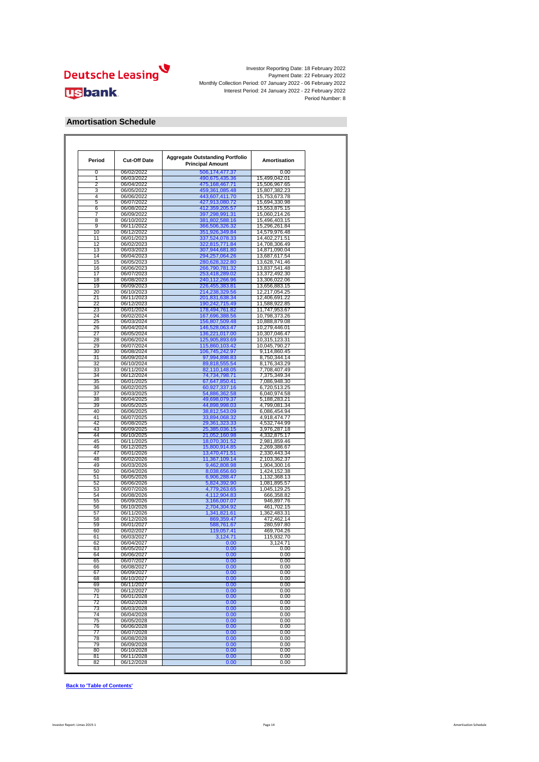Investor Reporting Date: 18 February 2022
Payment Date: 22 February 2022
Monthly Collection Period: 07 January 2022 - 06 February 2022
Interest Period: 24 January 2022 - 22 February 2022
Period Number: 8

## Amortisation Schedule

| Period | Cut-Off Date | Aggregate Outstanding Portfolio Principal Amount | Amortisation |
|---|---|---|---|
| 0 | 06/02/2022 | 506,174,477.37 | 0.00 |
| 1 | 06/03/2022 | 490,675,435.36 | 15,499,042.01 |
| 2 | 06/04/2022 | 475,168,467.71 | 15,506,967.65 |
| 3 | 06/05/2022 | 459,361,085.48 | 15,807,382.23 |
| 4 | 06/06/2022 | 443,607,411.70 | 15,753,673.78 |
| 5 | 06/07/2022 | 427,913,080.72 | 15,694,330.98 |
| 6 | 06/08/2022 | 412,359,205.57 | 15,553,875.15 |
| 7 | 06/09/2022 | 397,298,991.31 | 15,060,214.26 |
| 8 | 06/10/2022 | 381,802,588.16 | 15,496,403.15 |
| 9 | 06/11/2022 | 366,506,326.32 | 15,296,261.84 |
| 10 | 06/12/2022 | 351,926,349.84 | 14,579,976.48 |
| 11 | 06/01/2023 | 337,524,078.33 | 14,402,271.51 |
| 12 | 06/02/2023 | 322,815,771.84 | 14,708,306.49 |
| 13 | 06/03/2023 | 307,944,681.80 | 14,871,090.04 |
| 14 | 06/04/2023 | 294,257,064.26 | 13,687,617.54 |
| 15 | 06/05/2023 | 280,628,322.80 | 13,628,741.46 |
| 16 | 06/06/2023 | 266,790,781.32 | 13,837,541.48 |
| 17 | 06/07/2023 | 253,418,289.02 | 13,372,492.30 |
| 18 | 06/08/2023 | 240,112,266.96 | 13,306,022.06 |
| 19 | 06/09/2023 | 226,455,383.81 | 13,656,883.15 |
| 20 | 06/10/2023 | 214,238,329.56 | 12,217,054.25 |
| 21 | 06/11/2023 | 201,831,638.34 | 12,406,691.22 |
| 22 | 06/12/2023 | 190,242,715.49 | 11,588,922.85 |
| 23 | 06/01/2024 | 178,494,761.82 | 11,747,953.67 |
| 24 | 06/02/2024 | 167,696,388.56 | 10,798,373.26 |
| 25 | 06/03/2024 | 156,807,509.48 | 10,888,879.08 |
| 26 | 06/04/2024 | 146,528,063.47 | 10,279,446.01 |
| 27 | 06/05/2024 | 136,221,017.00 | 10,307,046.47 |
| 28 | 06/06/2024 | 125,905,893.69 | 10,315,123.31 |
| 29 | 06/07/2024 | 115,860,103.42 | 10,045,790.27 |
| 30 | 06/08/2024 | 106,745,242.97 | 9,114,860.45 |
| 31 | 06/09/2024 | 97,994,898.83 | 8,750,344.14 |
| 32 | 06/10/2024 | 89,818,555.54 | 8,176,343.29 |
| 33 | 06/11/2024 | 82,110,148.05 | 7,708,407.49 |
| 34 | 06/12/2024 | 74,734,798.71 | 7,375,349.34 |
| 35 | 06/01/2025 | 67,647,850.41 | 7,086,948.30 |
| 36 | 06/02/2025 | 60,927,337.16 | 6,720,513.25 |
| 37 | 06/03/2025 | 54,886,362.58 | 6,040,974.58 |
| 38 | 06/04/2025 | 49,698,079.37 | 5,188,283.21 |
| 39 | 06/05/2025 | 44,898,998.03 | 4,799,081.34 |
| 40 | 06/06/2025 | 38,812,543.09 | 6,086,454.94 |
| 41 | 06/07/2025 | 33,894,068.32 | 4,918,474.77 |
| 42 | 06/08/2025 | 29,361,323.33 | 4,532,744.99 |
| 43 | 06/09/2025 | 25,385,036.15 | 3,976,287.18 |
| 44 | 06/10/2025 | 21,052,160.98 | 4,332,875.17 |
| 45 | 06/11/2025 | 18,070,301.52 | 2,981,859.46 |
| 46 | 06/12/2025 | 15,800,914.85 | 2,269,386.67 |
| 47 | 06/01/2026 | 13,470,471.51 | 2,330,443.34 |
| 48 | 06/02/2026 | 11,367,109.14 | 2,103,362.37 |
| 49 | 06/03/2026 | 9,462,808.98 | 1,904,300.16 |
| 50 | 06/04/2026 | 8,038,656.60 | 1,424,152.38 |
| 51 | 06/05/2026 | 6,906,288.47 | 1,132,368.13 |
| 52 | 06/06/2026 | 5,824,392.90 | 1,081,895.57 |
| 53 | 06/07/2026 | 4,779,263.65 | 1,045,129.25 |
| 54 | 06/08/2026 | 4,112,904.83 | 666,358.82 |
| 55 | 06/09/2026 | 3,166,007.07 | 946,897.76 |
| 56 | 06/10/2026 | 2,704,304.92 | 461,702.15 |
| 57 | 06/11/2026 | 1,341,821.61 | 1,362,483.31 |
| 58 | 06/12/2026 | 869,359.47 | 472,462.14 |
| 59 | 06/01/2027 | 588,761.67 | 280,597.80 |
| 60 | 06/02/2027 | 119,057.41 | 469,704.26 |
| 61 | 06/03/2027 | 3,124.71 | 115,932.70 |
| 62 | 06/04/2027 | 0.00 | 3,124.71 |
| 63 | 06/05/2027 | 0.00 | 0.00 |
| 64 | 06/06/2027 | 0.00 | 0.00 |
| 65 | 06/07/2027 | 0.00 | 0.00 |
| 66 | 06/08/2027 | 0.00 | 0.00 |
| 67 | 06/09/2027 | 0.00 | 0.00 |
| 68 | 06/10/2027 | 0.00 | 0.00 |
| 69 | 06/11/2027 | 0.00 | 0.00 |
| 70 | 06/12/2027 | 0.00 | 0.00 |
| 71 | 06/01/2028 | 0.00 | 0.00 |
| 72 | 06/02/2028 | 0.00 | 0.00 |
| 73 | 06/03/2028 | 0.00 | 0.00 |
| 74 | 06/04/2028 | 0.00 | 0.00 |
| 75 | 06/05/2028 | 0.00 | 0.00 |
| 76 | 06/06/2028 | 0.00 | 0.00 |
| 77 | 06/07/2028 | 0.00 | 0.00 |
| 78 | 06/08/2028 | 0.00 | 0.00 |
| 79 | 06/09/2028 | 0.00 | 0.00 |
| 80 | 06/10/2028 | 0.00 | 0.00 |
| 81 | 06/11/2028 | 0.00 | 0.00 |
| 82 | 06/12/2028 | 0.00 | 0.00 |

**Back to 'Table of Contents'**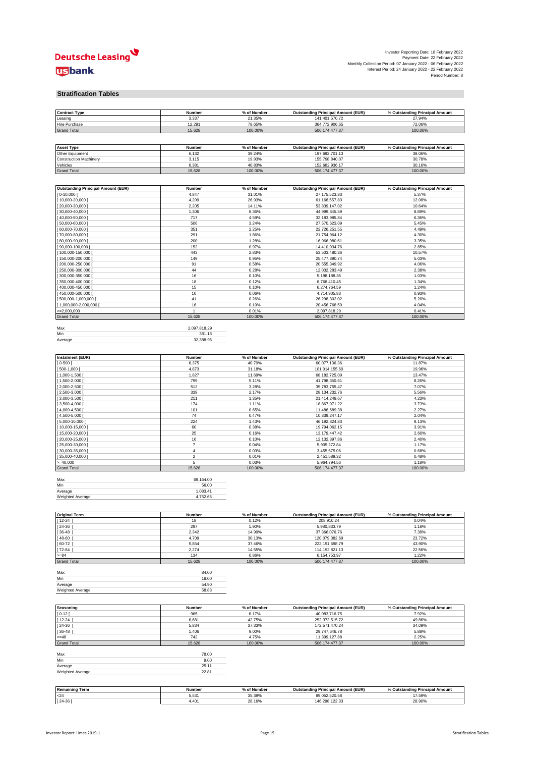Investor Reporting Date: 18 February 2022
Payment Date: 22 February 2022
Monthly Collection Period: 07 January 2022 - 06 February 2022
Interest Period: 24 January 2022 - 22 February 2022
Period Number: 8

## Stratification Tables

| Contract Type | Number | % of Number | Outstanding Principal Amount (EUR) | % Outstanding Principal Amount |
|---|---|---|---|---|
| Leasing | 3,337 | 21.35% | 141,401,570.72 | 27.94% |
| Hire Purchase | 12,291 | 78.65% | 364,772,906.65 | 72.06% |
| Grand Total | 15,628 | 100.00% | 506,174,477.37 | 100.00% |

| Asset Type | Number | % of Number | Outstanding Principal Amount (EUR) | % Outstanding Principal Amount |
|---|---|---|---|---|
| Other Equipment | 6,132 | 39.24% | 197,692,701.13 | 39.06% |
| Construction Machinery | 3,115 | 19.93% | 155,798,840.07 | 30.78% |
| Vehicles | 6,381 | 40.83% | 152,682,936.17 | 30.16% |
| Grand Total | 15,628 | 100.00% | 506,174,477.37 | 100.00% |

| Outstanding Principal Amount (EUR) | Number | % of Number | Outstanding Principal Amount (EUR) | % Outstanding Principal Amount |
|---|---|---|---|---|
| [ 0-10,000 [ | 4,847 | 31.01% | 27,175,523.83 | 5.37% |
| [ 10,000-20,000 [ | 4,209 | 26.93% | 61,168,557.83 | 12.08% |
| [ 20,000-30,000 [ | 2,205 | 14.11% | 53,839,147.02 | 10.64% |
| [ 30,000-40,000 [ | 1,306 | 8.36% | 44,999,345.59 | 8.89% |
| [ 40,000-50,000 [ | 717 | 4.59% | 32,183,985.84 | 6.36% |
| [ 50,000-60,000 [ | 506 | 3.24% | 27,570,623.09 | 5.45% |
| [ 60,000-70,000 [ | 351 | 2.25% | 22,726,251.55 | 4.49% |
| [ 70,000-80,000 [ | 291 | 1.86% | 21,754,964.12 | 4.30% |
| [ 80,000-90,000 [ | 200 | 1.28% | 16,966,980.61 | 3.35% |
| [ 90,000-100,000 [ | 152 | 0.97% | 14,410,934.76 | 2.85% |
| [ 100,000-150,000 [ | 443 | 2.83% | 53,503,480.36 | 10.57% |
| [ 150,000-200,000 [ | 149 | 0.95% | 25,477,890.74 | 5.03% |
| [ 200,000-250,000 [ | 91 | 0.58% | 20,555,349.92 | 4.06% |
| [ 250,000-300,000 [ | 44 | 0.28% | 12,032,283.49 | 2.38% |
| [ 300,000-350,000 [ | 16 | 0.10% | 5,198,188.85 | 1.03% |
| [ 350,000-400,000 [ | 18 | 0.12% | 6,768,410.45 | 1.34% |
| [ 400,000-450,000 [ | 15 | 0.10% | 6,274,764.59 | 1.24% |
| [ 450,000-500,000 [ | 10 | 0.06% | 4,714,905.83 | 0.93% |
| [ 500,000-1,000,000 [ | 41 | 0.26% | 26,298,302.02 | 5.20% |
| [ 1,000,000-2,000,000 [ | 16 | 0.10% | 20,456,768.59 | 4.04% |
| >=2,000,000 | 1 | 0.01% | 2,097,818.29 | 0.41% |
| Grand Total | 15,628 | 100.00% | 506,174,477.37 | 100.00% |

| | |
|---|---|
| Max | 2,097,818.29 |
| Min | 381.18 |
| Average | 32,388.95 |

| Instalment (EUR) | Number | % of Number | Outstanding Principal Amount (EUR) | % Outstanding Principal Amount |
|---|---|---|---|---|
| ] 0-500 [ | 6,375 | 40.79% | 60,077,136.36 | 11.87% |
| [ 500-1,000 [ | 4,873 | 31.18% | 101,014,155.60 | 19.96% |
| [ 1,000-1,500 [ | 1,827 | 11.69% | 68,182,725.09 | 13.47% |
| [ 1,500-2,000 [ | 799 | 5.11% | 41,798,350.61 | 8.26% |
| [ 2,000-2,500 [ | 512 | 3.28% | 35,783,755.47 | 7.07% |
| [ 2,500-3,000 [ | 339 | 2.17% | 28,134,232.76 | 5.56% |
| [ 3,000-3,500 [ | 211 | 1.35% | 21,414,249.67 | 4.23% |
| [ 3,500-4,000 [ | 174 | 1.11% | 18,867,971.22 | 3.73% |
| [ 4,000-4,500 [ | 101 | 0.65% | 11,486,689.38 | 2.27% |
| [ 4,500-5,000 [ | 74 | 0.47% | 10,339,247.17 | 2.04% |
| [ 5,000-10,000 [ | 224 | 1.43% | 46,192,824.83 | 9.13% |
| [ 10,000-15,000 [ | 60 | 0.38% | 19,794,062.15 | 3.91% |
| [ 15,000-20,000 [ | 25 | 0.16% | 13,179,447.42 | 2.60% |
| [ 20,000-25,000 [ | 16 | 0.10% | 12,132,397.86 | 2.40% |
| [ 25,000-30,000 [ | 7 | 0.04% | 5,905,272.84 | 1.17% |
| [ 30,000-35,000 [ | 4 | 0.03% | 3,455,575.06 | 0.68% |
| [ 35,000-40,000 [ | 2 | 0.01% | 2,451,589.32 | 0.48% |
| >=40,000 | 5 | 0.03% | 5,964,794.56 | 1.18% |
| Grand Total | 15,628 | 100.00% | 506,174,477.37 | 100.00% |

| | |
|---|---|
| Max | 69,164.00 |
| Min | 56.00 |
| Average | 1,083.41 |
| Weighted Average | 4,752.66 |

| Original Term | Number | % of Number | Outstanding Principal Amount (EUR) | % Outstanding Principal Amount |
|---|---|---|---|---|
| [ 12-24 [ | 18 | 0.12% | 208,910.24 | 0.04% |
| [ 24-36 [ | 297 | 1.90% | 5,980,833.79 | 1.18% |
| [ 36-48 [ | 2,342 | 14.99% | 37,366,076.76 | 7.38% |
| [ 48-60 [ | 4,709 | 30.13% | 120,079,382.69 | 23.72% |
| [ 60-72 [ | 5,854 | 37.46% | 222,191,698.79 | 43.90% |
| [ 72-84 [ | 2,274 | 14.55% | 114,192,821.13 | 22.56% |
| >=84 | 134 | 0.86% | 6,154,753.97 | 1.22% |
| Grand Total | 15,628 | 100.00% | 506,174,477.37 | 100.00% |

| | |
|---|---|
| Max | 84.00 |
| Min | 18.00 |
| Average | 54.90 |
| Weighted Average | 58.83 |

| Seasoning | Number | % of Number | Outstanding Principal Amount (EUR) | % Outstanding Principal Amount |
|---|---|---|---|---|
| [ 0-12 [ | 965 | 6.17% | 40,083,716.75 | 7.92% |
| [ 12-24 [ | 6,681 | 42.75% | 252,372,515.72 | 49.86% |
| [ 24-36 [ | 5,834 | 37.33% | 172,571,470.24 | 34.09% |
| [ 36-48 [ | 1,406 | 9.00% | 29,747,646.78 | 5.88% |
| >=48 | 742 | 4.75% | 11,399,127.88 | 2.25% |
| Grand Total | 15,628 | 100.00% | 506,174,477.37 | 100.00% |

| | |
|---|---|
| Max | 78.00 |
| Min | 9.00 |
| Average | 25.11 |
| Weighted Average | 22.81 |

| Remaining Term | Number | % of Number | Outstanding Principal Amount (EUR) | % Outstanding Principal Amount |
|---|---|---|---|---|
| <24 | 5,531 | 35.39% | 89,052,520.58 | 17.59% |
| [ 24-36 [ | 4,401 | 28.16% | 146,298,122.33 | 28.90% |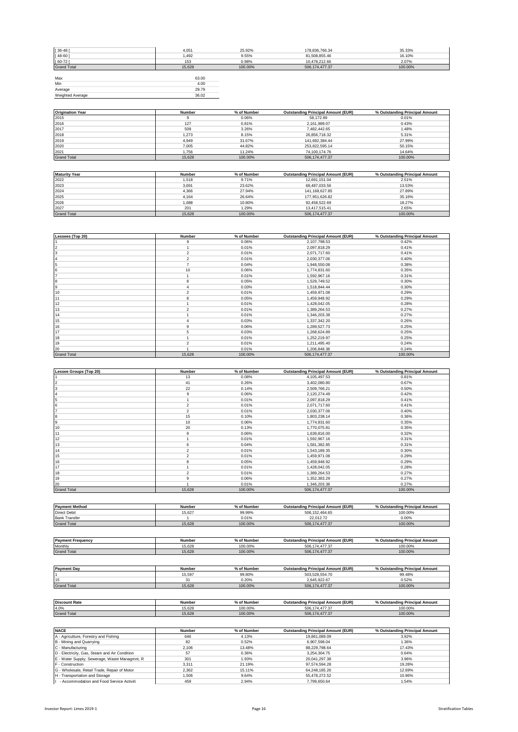| | | | | |
|---|---|---|---|---|
| [ 36-48 [ | 4,051 | 25.92% | 178,836,766.34 | 35.33% |
| [ 48-60 [ | 1,492 | 9.55% | 81,508,855.46 | 16.10% |
| [ 60-72 [ | 153 | 0.98% | 10,478,212.66 | 2.07% |
| Grand Total | 15,628 | 100.00% | 506,174,477.37 | 100.00% |

| | |
|---|---|
| Max | 63.00 |
| Min | 4.00 |
| Average | 29.79 |
| Weighted Average | 36.02 |

| Origination Year | Number | % of Number | Outstanding Principal Amount (EUR) | % Outstanding Principal Amount |
|---|---|---|---|---|
| 2015 | 9 | 0.06% | 58,172.99 | 0.01% |
| 2016 | 127 | 0.81% | 2,161,989.07 | 0.43% |
| 2017 | 509 | 3.26% | 7,482,442.65 | 1.48% |
| 2018 | 1,273 | 8.15% | 26,856,718.32 | 5.31% |
| 2019 | 4,949 | 31.67% | 141,692,384.44 | 27.99% |
| 2020 | 7,005 | 44.82% | 253,822,595.14 | 50.15% |
| 2021 | 1,756 | 11.24% | 74,100,174.76 | 14.64% |
| Grand Total | 15,628 | 100.00% | 506,174,477.37 | 100.00% |

| Maturity Year | Number | % of Number | Outstanding Principal Amount (EUR) | % Outstanding Principal Amount |
|---|---|---|---|---|
| 2022 | 1,518 | 9.71% | 12,691,151.04 | 2.51% |
| 2023 | 3,691 | 23.62% | 68,487,033.56 | 13.53% |
| 2024 | 4,366 | 27.94% | 141,168,627.85 | 27.89% |
| 2025 | 4,164 | 26.64% | 177,951,626.82 | 35.16% |
| 2026 | 1,688 | 10.80% | 92,458,522.69 | 18.27% |
| 2027 | 201 | 1.29% | 13,417,515.41 | 2.65% |
| Grand Total | 15,628 | 100.00% | 506,174,477.37 | 100.00% |

| Lessees (Top 20) | Number | % of Number | Outstanding Principal Amount (EUR) | % Outstanding Principal Amount |
|---|---|---|---|---|
| 1 | 9 | 0.06% | 2,107,798.53 | 0.42% |
| 2 | 1 | 0.01% | 2,097,818.29 | 0.41% |
| 3 | 2 | 0.01% | 2,071,717.60 | 0.41% |
| 4 | 2 | 0.01% | 2,030,377.06 | 0.40% |
| 5 | 7 | 0.04% | 1,948,550.08 | 0.38% |
| 6 | 10 | 0.06% | 1,774,831.60 | 0.35% |
| 7 | 1 | 0.01% | 1,592,967.16 | 0.31% |
| 8 | 8 | 0.05% | 1,529,749.52 | 0.30% |
| 9 | 4 | 0.03% | 1,518,844.44 | 0.30% |
| 10 | 2 | 0.01% | 1,459,971.08 | 0.29% |
| 11 | 8 | 0.05% | 1,459,948.92 | 0.29% |
| 12 | 1 | 0.01% | 1,428,042.05 | 0.28% |
| 13 | 2 | 0.01% | 1,389,264.53 | 0.27% |
| 14 | 1 | 0.01% | 1,346,203.38 | 0.27% |
| 15 | 4 | 0.03% | 1,337,342.20 | 0.26% |
| 16 | 9 | 0.06% | 1,289,527.73 | 0.25% |
| 17 | 5 | 0.03% | 1,268,624.89 | 0.25% |
| 18 | 1 | 0.01% | 1,252,219.97 | 0.25% |
| 19 | 2 | 0.01% | 1,211,495.40 | 0.24% |
| 20 | 1 | 0.01% | 1,206,848.38 | 0.24% |
| Grand Total | 15,628 | 100.00% | 506,174,477.37 | 100.00% |

| Lessee Groups (Top 20) | Number | % of Number | Outstanding Principal Amount (EUR) | % Outstanding Principal Amount |
|---|---|---|---|---|
| 1 | 13 | 0.08% | 4,105,497.53 | 0.81% |
| 2 | 41 | 0.26% | 3,402,080.80 | 0.67% |
| 3 | 22 | 0.14% | 2,509,766.21 | 0.50% |
| 4 | 9 | 0.06% | 2,120,274.49 | 0.42% |
| 5 | 1 | 0.01% | 2,097,818.29 | 0.41% |
| 6 | 2 | 0.01% | 2,071,717.60 | 0.41% |
| 7 | 2 | 0.01% | 2,030,377.06 | 0.40% |
| 8 | 15 | 0.10% | 1,803,238.14 | 0.36% |
| 9 | 10 | 0.06% | 1,774,831.60 | 0.35% |
| 10 | 20 | 0.13% | 1,770,075.81 | 0.35% |
| 11 | 9 | 0.06% | 1,639,816.00 | 0.32% |
| 12 | 1 | 0.01% | 1,592,967.16 | 0.31% |
| 13 | 6 | 0.04% | 1,581,382.85 | 0.31% |
| 14 | 2 | 0.01% | 1,543,189.35 | 0.30% |
| 15 | 2 | 0.01% | 1,459,971.08 | 0.29% |
| 16 | 8 | 0.05% | 1,459,948.92 | 0.29% |
| 17 | 1 | 0.01% | 1,428,042.05 | 0.28% |
| 18 | 2 | 0.01% | 1,389,264.53 | 0.27% |
| 19 | 9 | 0.06% | 1,352,383.29 | 0.27% |
| 20 | 1 | 0.01% | 1,346,203.38 | 0.27% |
| Grand Total | 15,628 | 100.00% | 506,174,477.37 | 100.00% |

| Payment Method | Number | % of Number | Outstanding Principal Amount (EUR) | % Outstanding Principal Amount |
|---|---|---|---|---|
| Direct Debit | 15,627 | 99.99% | 506,152,464.65 | 100.00% |
| Bank Transfer | 1 | 0.01% | 22,012.72 | 0.00% |
| Grand Total | 15,628 | 100.00% | 506,174,477.37 | 100.00% |

| Payment Frequency | Number | % of Number | Outstanding Principal Amount (EUR) | % Outstanding Principal Amount |
|---|---|---|---|---|
| Monthly | 15,628 | 100.00% | 506,174,477.37 | 100.00% |
| Grand Total | 15,628 | 100.00% | 506,174,477.37 | 100.00% |

| Payment Day | Number | % of Number | Outstanding Principal Amount (EUR) | % Outstanding Principal Amount |
|---|---|---|---|---|
| 1 | 15,597 | 99.80% | 503,528,554.70 | 99.48% |
| 15 | 31 | 0.20% | 2,645,922.67 | 0.52% |
| Grand Total | 15,628 | 100.00% | 506,174,477.37 | 100.00% |

| Discount Rate | Number | % of Number | Outstanding Principal Amount (EUR) | % Outstanding Principal Amount |
|---|---|---|---|---|
| 4.0% | 15,628 | 100.00% | 506,174,477.37 | 100.00% |
| Grand Total | 15,628 | 100.00% | 506,174,477.37 | 100.00% |

| NACE | Number | % of Number | Outstanding Principal Amount (EUR) | % Outstanding Principal Amount |
|---|---|---|---|---|
| A - Agriculture, Forestry and Fishing | 646 | 4.13% | 19,861,089.09 | 3.92% |
| B - Mining and Quarrying | 82 | 0.52% | 6,907,598.04 | 1.36% |
| C - Manufacturing | 2,106 | 13.48% | 88,229,798.64 | 17.43% |
| D - Electricity, Gas, Steam and Air Condition | 57 | 0.36% | 3,254,304.75 | 0.64% |
| E - Water Supply; Sewerage, Waste Managmnt, R | 301 | 1.93% | 20,041,297.38 | 3.96% |
| F - Construction | 3,311 | 21.19% | 97,574,594.28 | 19.28% |
| G - Wholesale, Retail Trade, Repair of Motor | 2,362 | 15.11% | 64,248,185.26 | 12.69% |
| H - Transportation and Storage | 1,506 | 9.64% | 55,478,272.52 | 10.96% |
| I - Accommodation and Food Service Activiti | 459 | 2.94% | 7,799,650.64 | 1.54% |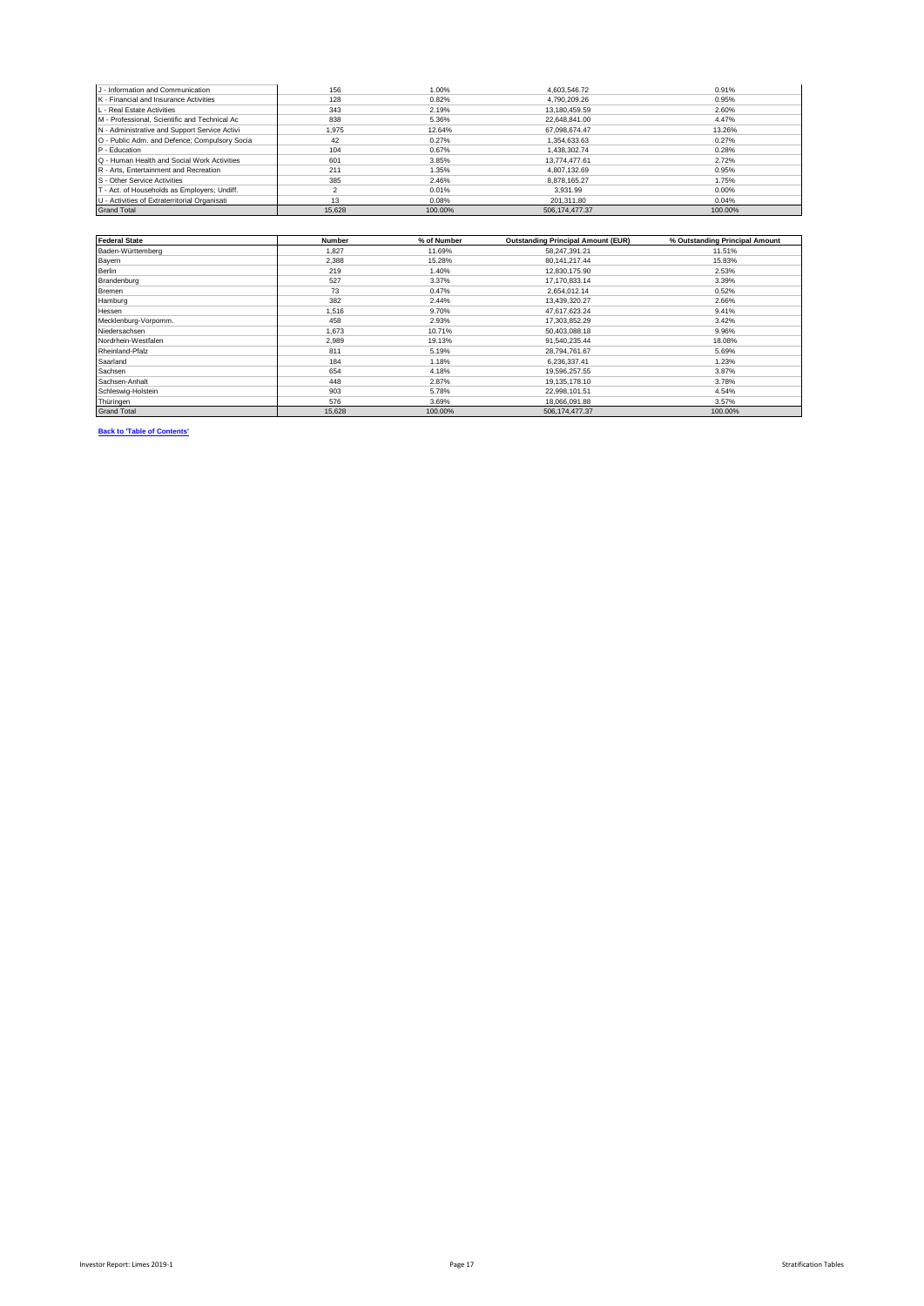| | | | | |
|---|---|---|---|---|
| J - Information and Communication | 156 | 1.00% | 4,603,546.72 | 0.91% |
| K - Financial and Insurance Activities | 128 | 0.82% | 4,790,209.26 | 0.95% |
| L - Real Estate Activities | 343 | 2.19% | 13,180,459.59 | 2.60% |
| M - Professional, Scientific and Technical Ac | 838 | 5.36% | 22,648,841.00 | 4.47% |
| N - Administrative and Support Service Activi | 1,975 | 12.64% | 67,098,674.47 | 13.26% |
| O - Public Adm. and Defence; Compulsory Socia | 42 | 0.27% | 1,354,633.63 | 0.27% |
| P - Education | 104 | 0.67% | 1,438,302.74 | 0.28% |
| Q - Human Health and Social Work Activities | 601 | 3.85% | 13,774,477.61 | 2.72% |
| R - Arts, Entertainment and Recreation | 211 | 1.35% | 4,807,132.69 | 0.95% |
| S - Other Service Activities | 385 | 2.46% | 8,878,165.27 | 1.75% |
| T - Act. of Households as Employers; Undiff. | 2 | 0.01% | 3,931.99 | 0.00% |
| U - Activities of Extraterritorial Organisati | 13 | 0.08% | 201,311.80 | 0.04% |
| Grand Total | 15,628 | 100.00% | 506,174,477.37 | 100.00% |

| Federal State | Number | % of Number | Outstanding Principal Amount (EUR) | % Outstanding Principal Amount |
|---|---|---|---|---|
| Baden-Württemberg | 1,827 | 11.69% | 58,247,391.21 | 11.51% |
| Bayern | 2,388 | 15.28% | 80,141,217.44 | 15.83% |
| Berlin | 219 | 1.40% | 12,830,175.90 | 2.53% |
| Brandenburg | 527 | 3.37% | 17,170,833.14 | 3.39% |
| Bremen | 73 | 0.47% | 2,654,012.14 | 0.52% |
| Hamburg | 382 | 2.44% | 13,439,320.27 | 2.66% |
| Hessen | 1,516 | 9.70% | 47,617,623.24 | 9.41% |
| Mecklenburg-Vorpomm. | 458 | 2.93% | 17,303,852.29 | 3.42% |
| Niedersachsen | 1,673 | 10.71% | 50,403,088.18 | 9.96% |
| Nordrhein-Westfalen | 2,989 | 19.13% | 91,540,235.44 | 18.08% |
| Rheinland-Pfalz | 811 | 5.19% | 28,794,761.67 | 5.69% |
| Saarland | 184 | 1.18% | 6,236,337.41 | 1.23% |
| Sachsen | 654 | 4.18% | 19,596,257.55 | 3.87% |
| Sachsen-Anhalt | 448 | 2.87% | 19,135,178.10 | 3.78% |
| Schleswig-Holstein | 903 | 5.78% | 22,998,101.51 | 4.54% |
| Thüringen | 576 | 3.69% | 18,066,091.88 | 3.57% |
| Grand Total | 15,628 | 100.00% | 506,174,477.37 | 100.00% |

**Back to 'Table of Contents'**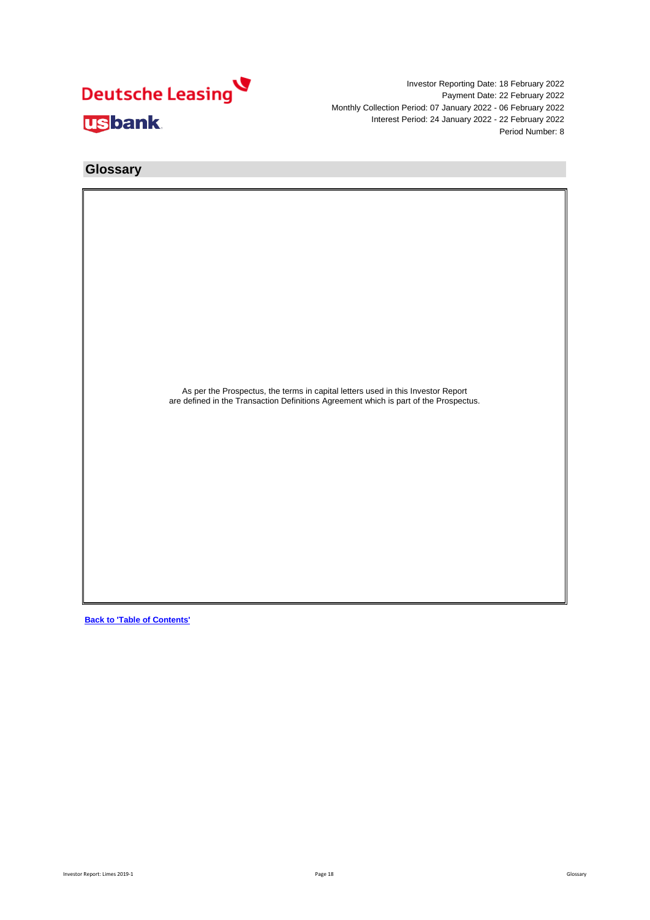Deutsche Leasing

usbank

Investor Reporting Date: 18 February 2022
Payment Date: 22 February 2022
Monthly Collection Period: 07 January 2022 - 06 February 2022
Interest Period: 24 January 2022 - 22 February 2022
Period Number: 8

## Glossary

As per the Prospectus, the terms in capital letters used in this Investor Report are defined in the Transaction Definitions Agreement which is part of the Prospectus.

**Back to 'Table of Contents'**